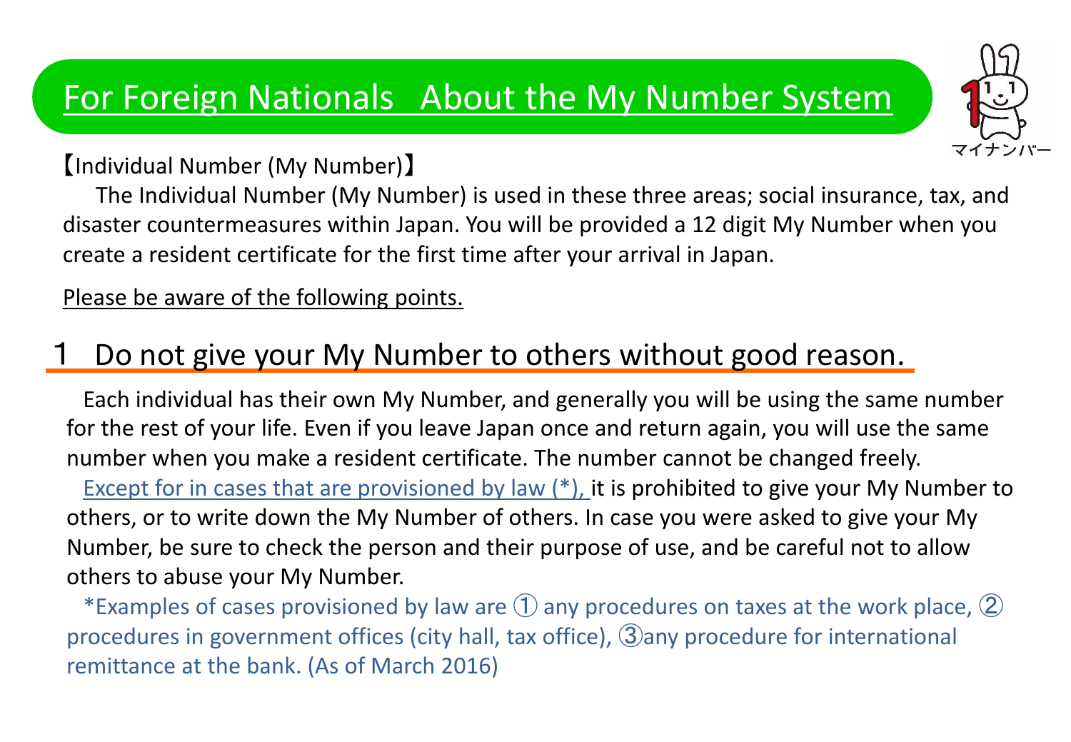# For Foreign Nationals　About the My Number System

マイナンバー

【Individual Number (My Number)】

The Individual Number (My Number) is used in these three areas; social insurance, tax, and disaster countermeasures within Japan. You will be provided a 12 digit My Number when you create a resident certificate for the first time after your arrival in Japan.

Please be aware of the following points.

## 1　Do not give your My Number to others without good reason.

Each individual has their own My Number, and generally you will be using the same number for the rest of your life. Even if you leave Japan once and return again, you will use the same number when you make a resident certificate. The number cannot be changed freely.

Except for in cases that are provisioned by law (*), it is prohibited to give your My Number to others, or to write down the My Number of others. In case you were asked to give your My Number, be sure to check the person and their purpose of use, and be careful not to allow others to abuse your My Number.

*Examples of cases provisioned by law are ① any procedures on taxes at the work place, ② procedures in government offices (city hall, tax office), ③any procedure for international remittance at the bank. (As of March 2016)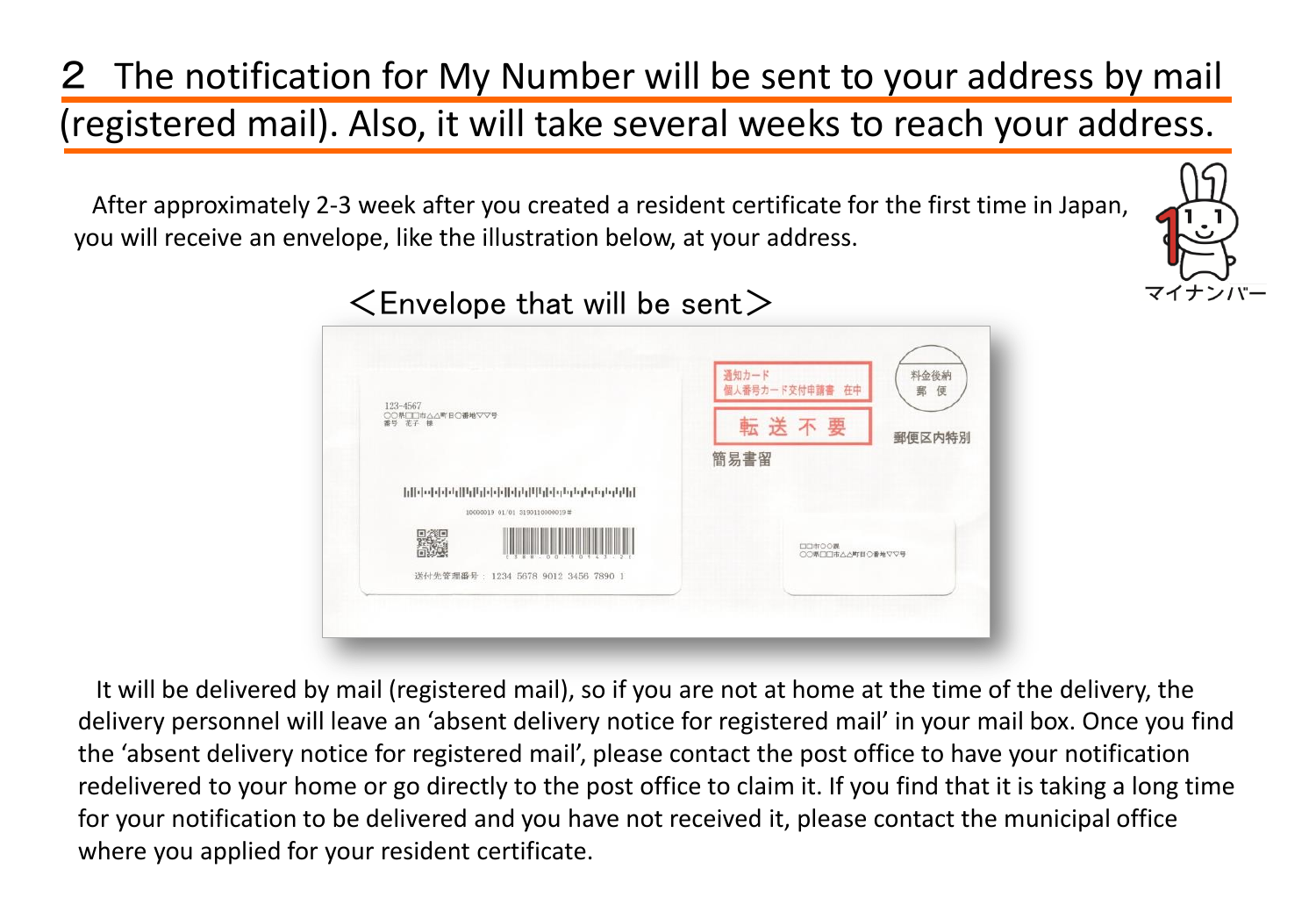## ２ The notification for My Number will be sent to your address by mail (registered mail). Also, it will take several weeks to reach your address.

After approximately 2-3 week after you created a resident certificate for the first time in Japan, you will receive an envelope, like the illustration below, at your address.

マイナンバー

＜Envelope that will be sent＞

It will be delivered by mail (registered mail), so if you are not at home at the time of the delivery, the delivery personnel will leave an 'absent delivery notice for registered mail' in your mail box. Once you find the 'absent delivery notice for registered mail', please contact the post office to have your notification redelivered to your home or go directly to the post office to claim it. If you find that it is taking a long time for your notification to be delivered and you have not received it, please contact the municipal office where you applied for your resident certificate.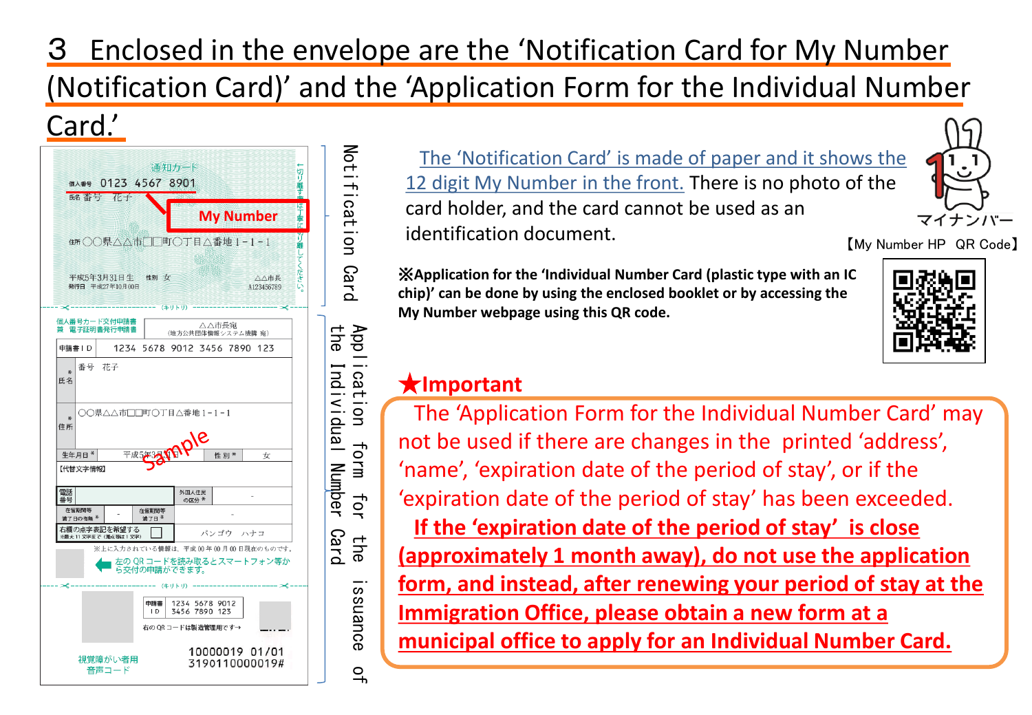# 3　Enclosed in the envelope are the 'Notification Card for My Number (Notification Card)' and the 'Application Form for the Individual Number Card.'

Notification Card

Application form for the issuance of the Individual Number Card

The 'Notification Card' is made of paper and it shows the 12 digit My Number in the front. There is no photo of the card holder, and the card cannot be used as an identification document.

マイナンバー

【My Number HP　QR Code】

**※Application for the 'Individual Number Card (plastic type with an IC chip)' can be done by using the enclosed booklet or by accessing the My Number webpage using this QR code.**

## ★Important

The 'Application Form for the Individual Number Card' may not be used if there are changes in the printed 'address', 'name', 'expiration date of the period of stay', or if the 'expiration date of the period of stay' has been exceeded.

**If the 'expiration date of the period of stay' is close (approximately 1 month away), do not use the application form, and instead, after renewing your period of stay at the Immigration Office, please obtain a new form at a municipal office to apply for an Individual Number Card.**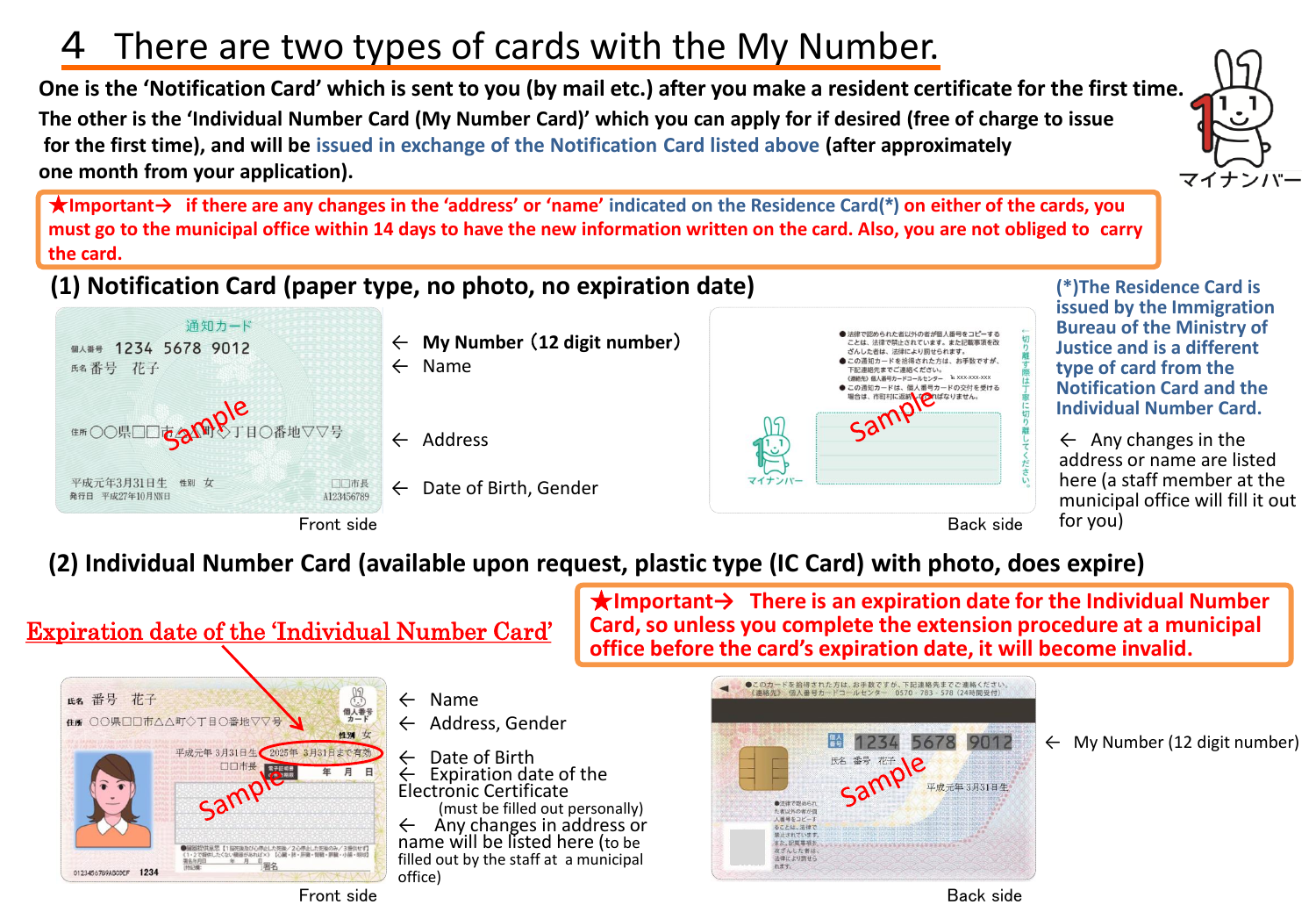# 4 There are two types of cards with the My Number.

**One is the 'Notification Card' which is sent to you (by mail etc.) after you make a resident certificate for the first time.**

**The other is the 'Individual Number Card (My Number Card)' which you can apply for if desired (free of charge to issue for the first time), and will be issued in exchange of the Notification Card listed above (after approximately one month from your application).**

マイナンバー

**★Important→ if there are any changes in the 'address' or 'name' indicated on the Residence Card(*) on either of the cards, you must go to the municipal office within 14 days to have the new information written on the card. Also, you are not obliged to carry the card.**

## (1) Notification Card (paper type, no photo, no expiration date)

Front side:

- 通知カード
- 個人番号 1234 5678 9012 ← My Number（12 digit number）
- 氏名 番号 花子 ← Name
- 住所 〇〇県□□市△△町◇丁目〇番地▽▽号 ← Address
- 平成元年3月31日生 性別 女 ← Date of Birth, Gender
- 発行日 平成27年10月NN日 □□市長 A123456789

Back side:

- ● 法律で認められた者以外の者が個人番号をコピーすることは、法律で禁止されています。また記載事項を改ざんした者は、法律により罰せられます。
- ● この通知カードを拾得された方は、お手数ですが、下記連絡先までご連絡ください。（連絡先）個人番号カードコールセンター ℡ XXX-XXX-XXX
- ● この通知カードは、個人番号カードの交付を受ける場合は、市町村に返納しなければなりません。
- 切り離す際は丁寧に切り離してください。
- マイナンバー

← Any changes in the address or name are listed here (a staff member at the municipal office will fill it out for you)

**(*)The Residence Card is issued by the Immigration Bureau of the Ministry of Justice and is a different type of card from the Notification Card and the Individual Number Card.**

## (2) Individual Number Card (available upon request, plastic type (IC Card) with photo, does expire)

**★Important→ There is an expiration date for the Individual Number Card, so unless you complete the extension procedure at a municipal office before the card's expiration date, it will become invalid.**

Expiration date of the 'Individual Number Card'

Front side:

- 氏名 番号 花子 ← Name
- 住所 〇〇県□□市△△町◇丁目〇番地▽▽号 性別 女 ← Address, Gender
- 平成元年 3月31日生 2025年 3月31日まで有効 ← Date of Birth
- 電子証明書の有効期限 年 月 日 ← Expiration date of the Electronic Certificate (must be filled out personally)
- □□市長
- ← Any changes in address or name will be listed here (to be filled out by the staff at a municipal office)
- 0123456789ABCDEF 1234 署名

Back side:

- ●このカードを拾得された方は、お手数ですが、下記連絡先までご連絡ください。（連絡先）個人番号カードコールセンター 0570・783・578（24時間受付）
- 個人番号 1234 5678 9012 ← My Number (12 digit number)
- 氏名 番号 花子
- 平成元年 3月31日生
- ●法律で認められた者以外の者が個人番号をコピーすることは、法律で禁止されています。また、記載事項を改ざんした者は、法律により罰せられます。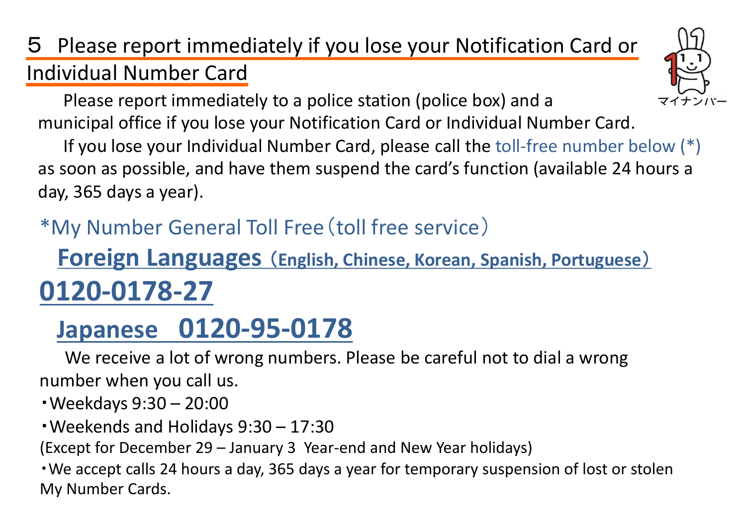## ５ Please report immediately if you lose your Notification Card or Individual Number Card

マイナンバー

Please report immediately to a police station (police box) and a municipal office if you lose your Notification Card or Individual Number Card.

If you lose your Individual Number Card, please call the toll-free number below (*) as soon as possible, and have them suspend the card's function (available 24 hours a day, 365 days a year).

*My Number General Toll Free（toll free service）

**Foreign Languages**（**English, Chinese, Korean, Spanish, Portuguese**）

**0120-0178-27**

**Japanese　0120-95-0178**

We receive a lot of wrong numbers. Please be careful not to dial a wrong number when you call us.

・Weekdays 9:30 – 20:00

・Weekends and Holidays 9:30 – 17:30

(Except for December 29 – January 3  Year-end and New Year holidays)

・We accept calls 24 hours a day, 365 days a year for temporary suspension of lost or stolen My Number Cards.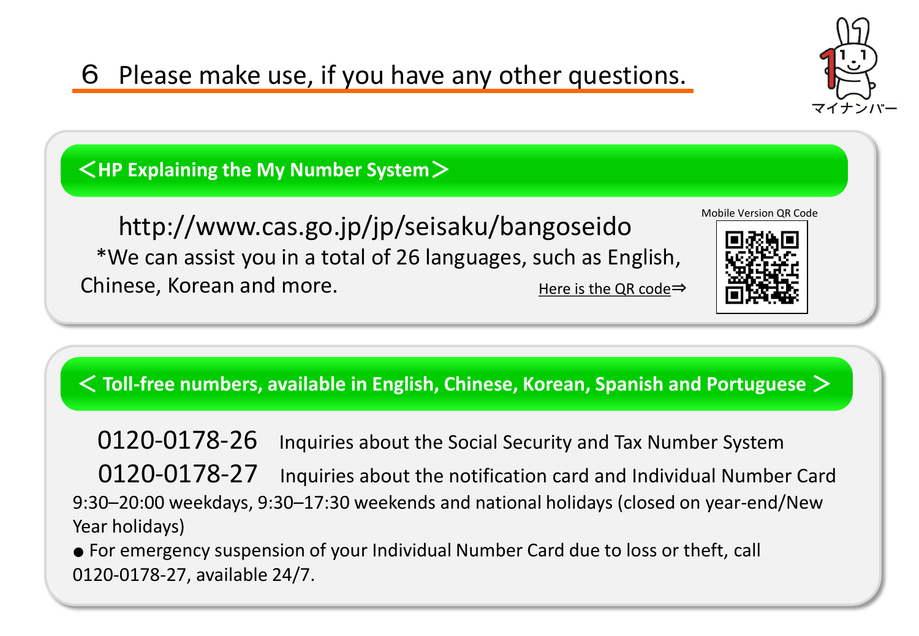# 6 Please make use, if you have any other questions.

マイナンバー

## ＜HP Explaining the My Number System＞

http://www.cas.go.jp/jp/seisaku/bangoseido

*We can assist you in a total of 26 languages, such as English, Chinese, Korean and more.

Here is the QR code⇒

Mobile Version QR Code

## ＜ Toll-free numbers, available in English, Chinese, Korean, Spanish and Portuguese ＞

0120-0178-26　Inquiries about the Social Security and Tax Number System

0120-0178-27　Inquiries about the notification card and Individual Number Card

9:30–20:00 weekdays, 9:30–17:30 weekends and national holidays (closed on year-end/New Year holidays)

- For emergency suspension of your Individual Number Card due to loss or theft, call 0120-0178-27, available 24/7.